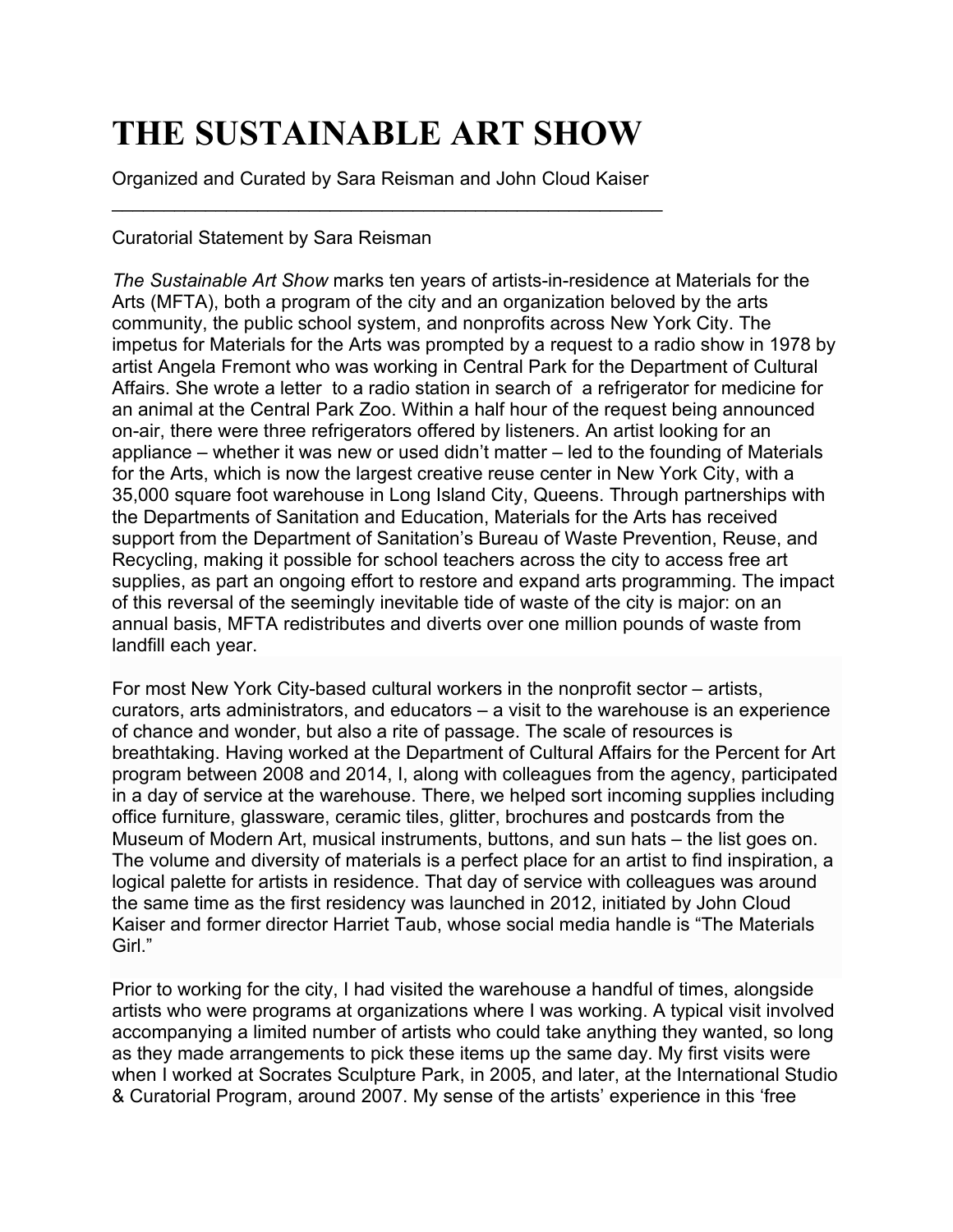# THE SUSTAINABLE ART SHOW

Organized and Curated by Sara Reisman and John Cloud Kaiser

---

Curatorial Statement by Sara Reisman

*The Sustainable Art Show* marks ten years of artists-in-residence at Materials for the Arts (MFTA), both a program of the city and an organization beloved by the arts community, the public school system, and nonprofits across New York City. The impetus for Materials for the Arts was prompted by a request to a radio show in 1978 by artist Angela Fremont who was working in Central Park for the Department of Cultural Affairs. She wrote a letter to a radio station in search of a refrigerator for medicine for an animal at the Central Park Zoo. Within a half hour of the request being announced on-air, there were three refrigerators offered by listeners. An artist looking for an appliance – whether it was new or used didn't matter – led to the founding of Materials for the Arts, which is now the largest creative reuse center in New York City, with a 35,000 square foot warehouse in Long Island City, Queens. Through partnerships with the Departments of Sanitation and Education, Materials for the Arts has received support from the Department of Sanitation's Bureau of Waste Prevention, Reuse, and Recycling, making it possible for school teachers across the city to access free art supplies, as part an ongoing effort to restore and expand arts programming. The impact of this reversal of the seemingly inevitable tide of waste of the city is major: on an annual basis, MFTA redistributes and diverts over one million pounds of waste from landfill each year.

For most New York City-based cultural workers in the nonprofit sector – artists, curators, arts administrators, and educators – a visit to the warehouse is an experience of chance and wonder, but also a rite of passage. The scale of resources is breathtaking. Having worked at the Department of Cultural Affairs for the Percent for Art program between 2008 and 2014, I, along with colleagues from the agency, participated in a day of service at the warehouse. There, we helped sort incoming supplies including office furniture, glassware, ceramic tiles, glitter, brochures and postcards from the Museum of Modern Art, musical instruments, buttons, and sun hats – the list goes on. The volume and diversity of materials is a perfect place for an artist to find inspiration, a logical palette for artists in residence. That day of service with colleagues was around the same time as the first residency was launched in 2012, initiated by John Cloud Kaiser and former director Harriet Taub, whose social media handle is "The Materials Girl."

Prior to working for the city, I had visited the warehouse a handful of times, alongside artists who were programs at organizations where I was working. A typical visit involved accompanying a limited number of artists who could take anything they wanted, so long as they made arrangements to pick these items up the same day. My first visits were when I worked at Socrates Sculpture Park, in 2005, and later, at the International Studio & Curatorial Program, around 2007. My sense of the artists' experience in this 'free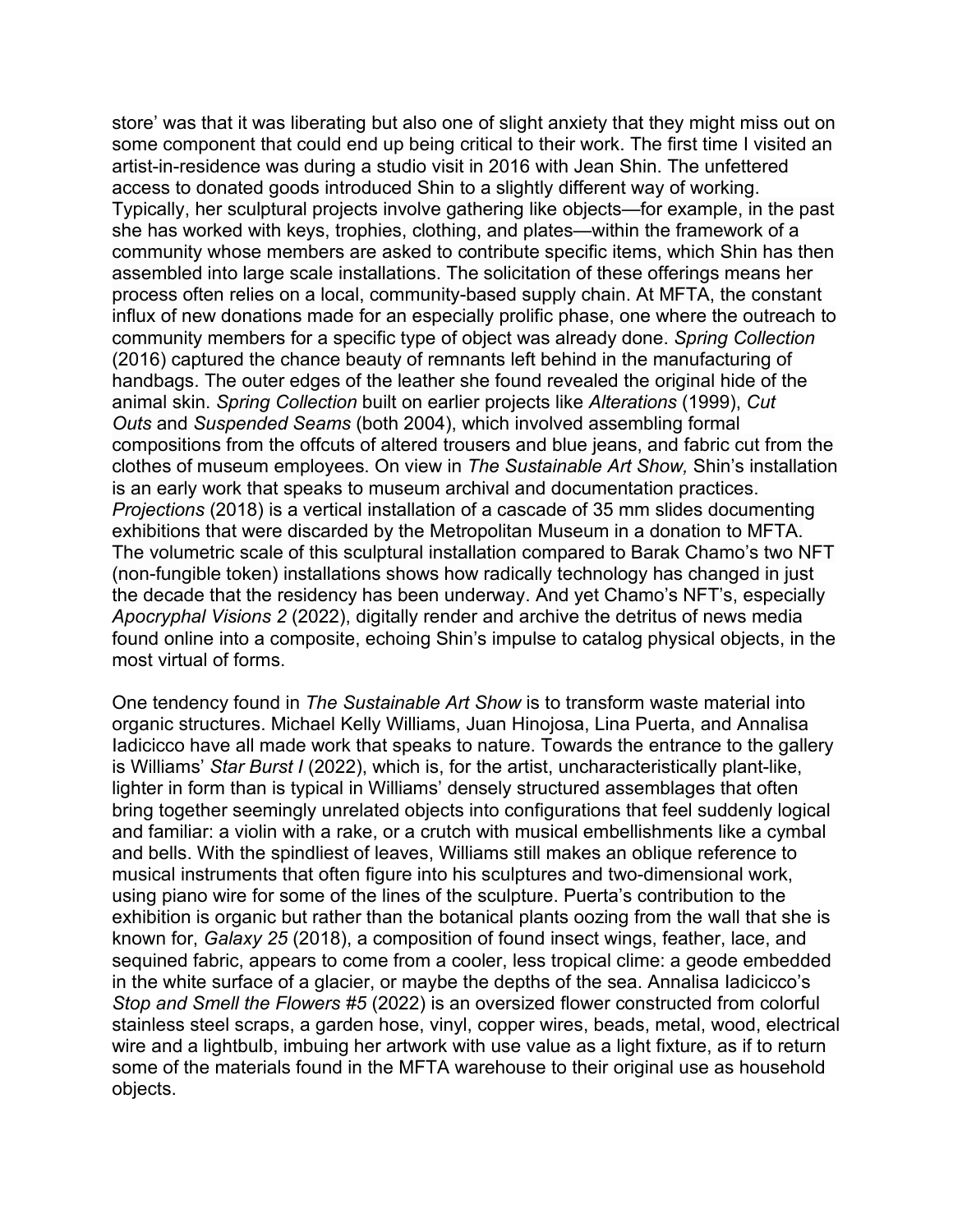store' was that it was liberating but also one of slight anxiety that they might miss out on some component that could end up being critical to their work. The first time I visited an artist-in-residence was during a studio visit in 2016 with Jean Shin. The unfettered access to donated goods introduced Shin to a slightly different way of working. Typically, her sculptural projects involve gathering like objects—for example, in the past she has worked with keys, trophies, clothing, and plates—within the framework of a community whose members are asked to contribute specific items, which Shin has then assembled into large scale installations. The solicitation of these offerings means her process often relies on a local, community-based supply chain. At MFTA, the constant influx of new donations made for an especially prolific phase, one where the outreach to community members for a specific type of object was already done. *Spring Collection* (2016) captured the chance beauty of remnants left behind in the manufacturing of handbags. The outer edges of the leather she found revealed the original hide of the animal skin. *Spring Collection* built on earlier projects like *Alterations* (1999), *Cut Outs* and *Suspended Seams* (both 2004), which involved assembling formal compositions from the offcuts of altered trousers and blue jeans, and fabric cut from the clothes of museum employees. On view in *The Sustainable Art Show,* Shin's installation is an early work that speaks to museum archival and documentation practices. *Projections* (2018) is a vertical installation of a cascade of 35 mm slides documenting exhibitions that were discarded by the Metropolitan Museum in a donation to MFTA. The volumetric scale of this sculptural installation compared to Barak Chamo's two NFT (non-fungible token) installations shows how radically technology has changed in just the decade that the residency has been underway. And yet Chamo's NFT's, especially *Apocryphal Visions 2* (2022), digitally render and archive the detritus of news media found online into a composite, echoing Shin's impulse to catalog physical objects, in the most virtual of forms.

One tendency found in *The Sustainable Art Show* is to transform waste material into organic structures. Michael Kelly Williams, Juan Hinojosa, Lina Puerta, and Annalisa Iadicicco have all made work that speaks to nature. Towards the entrance to the gallery is Williams' *Star Burst I* (2022), which is, for the artist, uncharacteristically plant-like, lighter in form than is typical in Williams' densely structured assemblages that often bring together seemingly unrelated objects into configurations that feel suddenly logical and familiar: a violin with a rake, or a crutch with musical embellishments like a cymbal and bells. With the spindliest of leaves, Williams still makes an oblique reference to musical instruments that often figure into his sculptures and two-dimensional work, using piano wire for some of the lines of the sculpture. Puerta's contribution to the exhibition is organic but rather than the botanical plants oozing from the wall that she is known for, *Galaxy 25* (2018), a composition of found insect wings, feather, lace, and sequined fabric, appears to come from a cooler, less tropical clime: a geode embedded in the white surface of a glacier, or maybe the depths of the sea. Annalisa Iadicicco's *Stop and Smell the Flowers #5* (2022) is an oversized flower constructed from colorful stainless steel scraps, a garden hose, vinyl, copper wires, beads, metal, wood, electrical wire and a lightbulb, imbuing her artwork with use value as a light fixture, as if to return some of the materials found in the MFTA warehouse to their original use as household objects.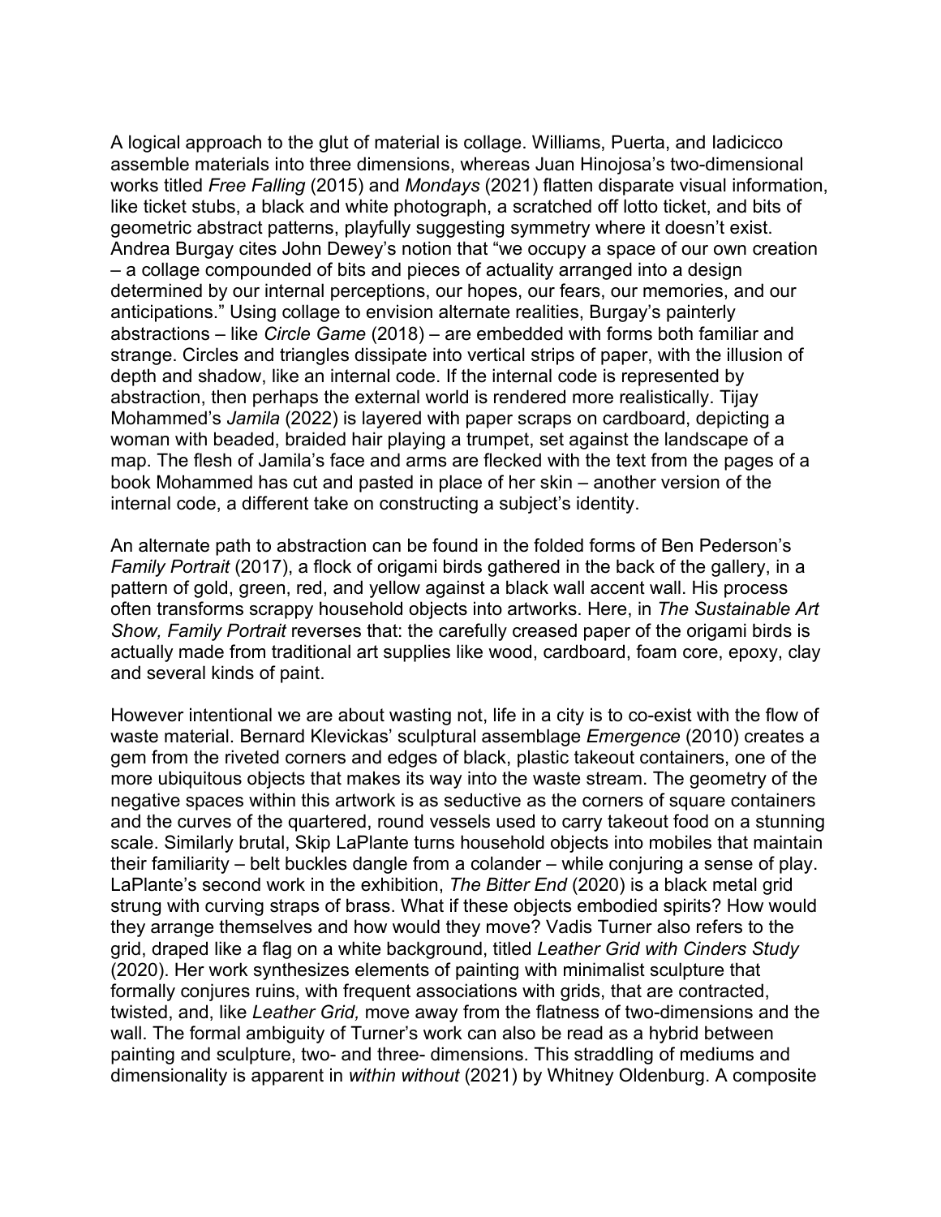A logical approach to the glut of material is collage. Williams, Puerta, and Iadicicco assemble materials into three dimensions, whereas Juan Hinojosa's two-dimensional works titled *Free Falling* (2015) and *Mondays* (2021) flatten disparate visual information, like ticket stubs, a black and white photograph, a scratched off lotto ticket, and bits of geometric abstract patterns, playfully suggesting symmetry where it doesn't exist. Andrea Burgay cites John Dewey's notion that "we occupy a space of our own creation – a collage compounded of bits and pieces of actuality arranged into a design determined by our internal perceptions, our hopes, our fears, our memories, and our anticipations." Using collage to envision alternate realities, Burgay's painterly abstractions – like *Circle Game* (2018) – are embedded with forms both familiar and strange. Circles and triangles dissipate into vertical strips of paper, with the illusion of depth and shadow, like an internal code. If the internal code is represented by abstraction, then perhaps the external world is rendered more realistically. Tijay Mohammed's *Jamila* (2022) is layered with paper scraps on cardboard, depicting a woman with beaded, braided hair playing a trumpet, set against the landscape of a map. The flesh of Jamila's face and arms are flecked with the text from the pages of a book Mohammed has cut and pasted in place of her skin – another version of the internal code, a different take on constructing a subject's identity.

An alternate path to abstraction can be found in the folded forms of Ben Pederson's *Family Portrait* (2017), a flock of origami birds gathered in the back of the gallery, in a pattern of gold, green, red, and yellow against a black wall accent wall. His process often transforms scrappy household objects into artworks. Here, in *The Sustainable Art Show, Family Portrait* reverses that: the carefully creased paper of the origami birds is actually made from traditional art supplies like wood, cardboard, foam core, epoxy, clay and several kinds of paint.

However intentional we are about wasting not, life in a city is to co-exist with the flow of waste material. Bernard Klevickas' sculptural assemblage *Emergence* (2010) creates a gem from the riveted corners and edges of black, plastic takeout containers, one of the more ubiquitous objects that makes its way into the waste stream. The geometry of the negative spaces within this artwork is as seductive as the corners of square containers and the curves of the quartered, round vessels used to carry takeout food on a stunning scale. Similarly brutal, Skip LaPlante turns household objects into mobiles that maintain their familiarity – belt buckles dangle from a colander – while conjuring a sense of play. LaPlante's second work in the exhibition, *The Bitter End* (2020) is a black metal grid strung with curving straps of brass. What if these objects embodied spirits? How would they arrange themselves and how would they move? Vadis Turner also refers to the grid, draped like a flag on a white background, titled *Leather Grid with Cinders Study* (2020). Her work synthesizes elements of painting with minimalist sculpture that formally conjures ruins, with frequent associations with grids, that are contracted, twisted, and, like *Leather Grid,* move away from the flatness of two-dimensions and the wall. The formal ambiguity of Turner's work can also be read as a hybrid between painting and sculpture, two- and three- dimensions. This straddling of mediums and dimensionality is apparent in *within without* (2021) by Whitney Oldenburg. A composite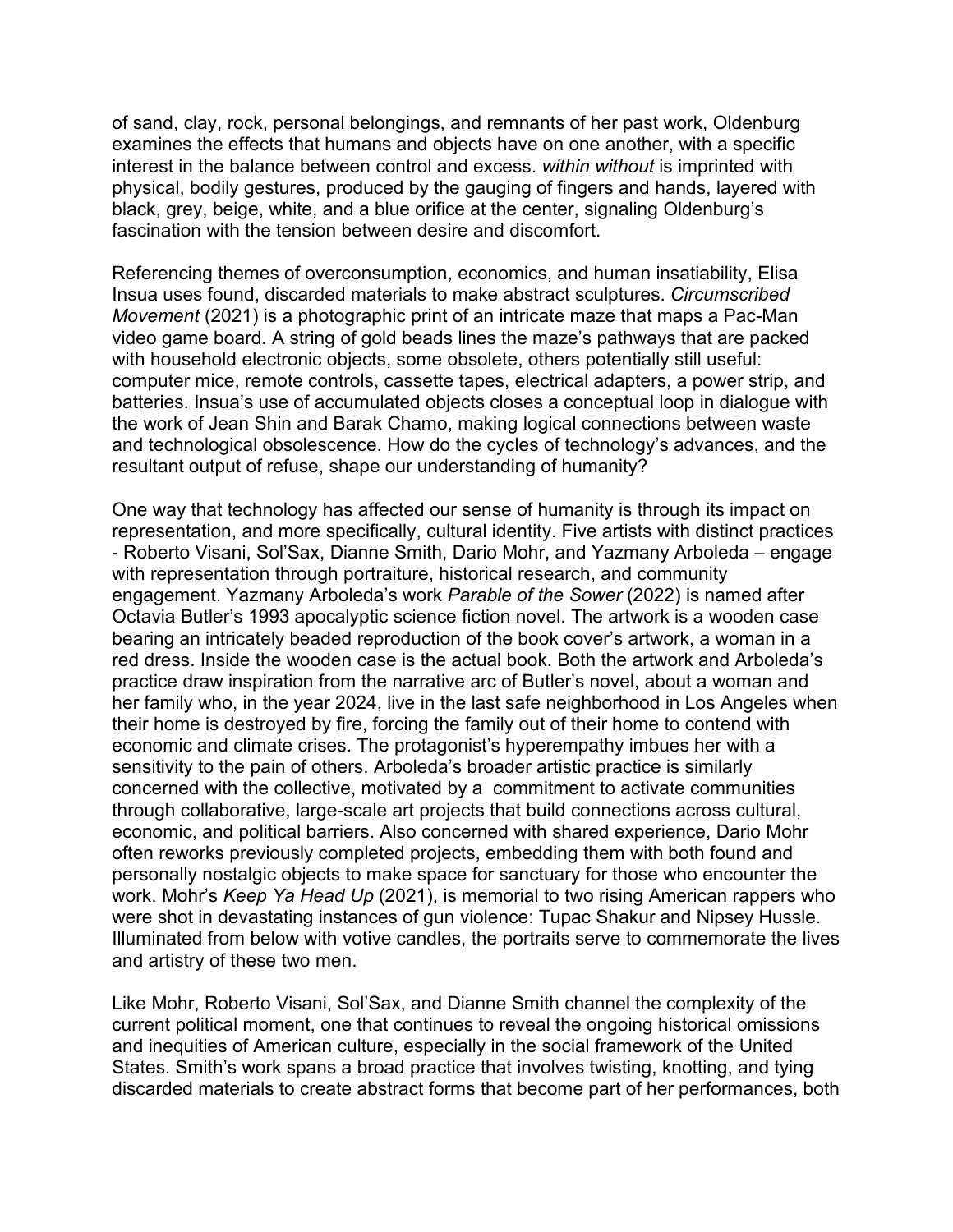of sand, clay, rock, personal belongings, and remnants of her past work, Oldenburg examines the effects that humans and objects have on one another, with a specific interest in the balance between control and excess. *within without* is imprinted with physical, bodily gestures, produced by the gauging of fingers and hands, layered with black, grey, beige, white, and a blue orifice at the center, signaling Oldenburg's fascination with the tension between desire and discomfort.

Referencing themes of overconsumption, economics, and human insatiability, Elisa Insua uses found, discarded materials to make abstract sculptures. *Circumscribed Movement* (2021) is a photographic print of an intricate maze that maps a Pac-Man video game board. A string of gold beads lines the maze's pathways that are packed with household electronic objects, some obsolete, others potentially still useful: computer mice, remote controls, cassette tapes, electrical adapters, a power strip, and batteries. Insua's use of accumulated objects closes a conceptual loop in dialogue with the work of Jean Shin and Barak Chamo, making logical connections between waste and technological obsolescence. How do the cycles of technology's advances, and the resultant output of refuse, shape our understanding of humanity?

One way that technology has affected our sense of humanity is through its impact on representation, and more specifically, cultural identity. Five artists with distinct practices - Roberto Visani, Sol'Sax, Dianne Smith, Dario Mohr, and Yazmany Arboleda – engage with representation through portraiture, historical research, and community engagement. Yazmany Arboleda's work *Parable of the Sower* (2022) is named after Octavia Butler's 1993 apocalyptic science fiction novel. The artwork is a wooden case bearing an intricately beaded reproduction of the book cover's artwork, a woman in a red dress. Inside the wooden case is the actual book. Both the artwork and Arboleda's practice draw inspiration from the narrative arc of Butler's novel, about a woman and her family who, in the year 2024, live in the last safe neighborhood in Los Angeles when their home is destroyed by fire, forcing the family out of their home to contend with economic and climate crises. The protagonist's hyperempathy imbues her with a sensitivity to the pain of others. Arboleda's broader artistic practice is similarly concerned with the collective, motivated by a commitment to activate communities through collaborative, large-scale art projects that build connections across cultural, economic, and political barriers. Also concerned with shared experience, Dario Mohr often reworks previously completed projects, embedding them with both found and personally nostalgic objects to make space for sanctuary for those who encounter the work. Mohr's *Keep Ya Head Up* (2021), is memorial to two rising American rappers who were shot in devastating instances of gun violence: Tupac Shakur and Nipsey Hussle. Illuminated from below with votive candles, the portraits serve to commemorate the lives and artistry of these two men.

Like Mohr, Roberto Visani, Sol'Sax, and Dianne Smith channel the complexity of the current political moment, one that continues to reveal the ongoing historical omissions and inequities of American culture, especially in the social framework of the United States. Smith's work spans a broad practice that involves twisting, knotting, and tying discarded materials to create abstract forms that become part of her performances, both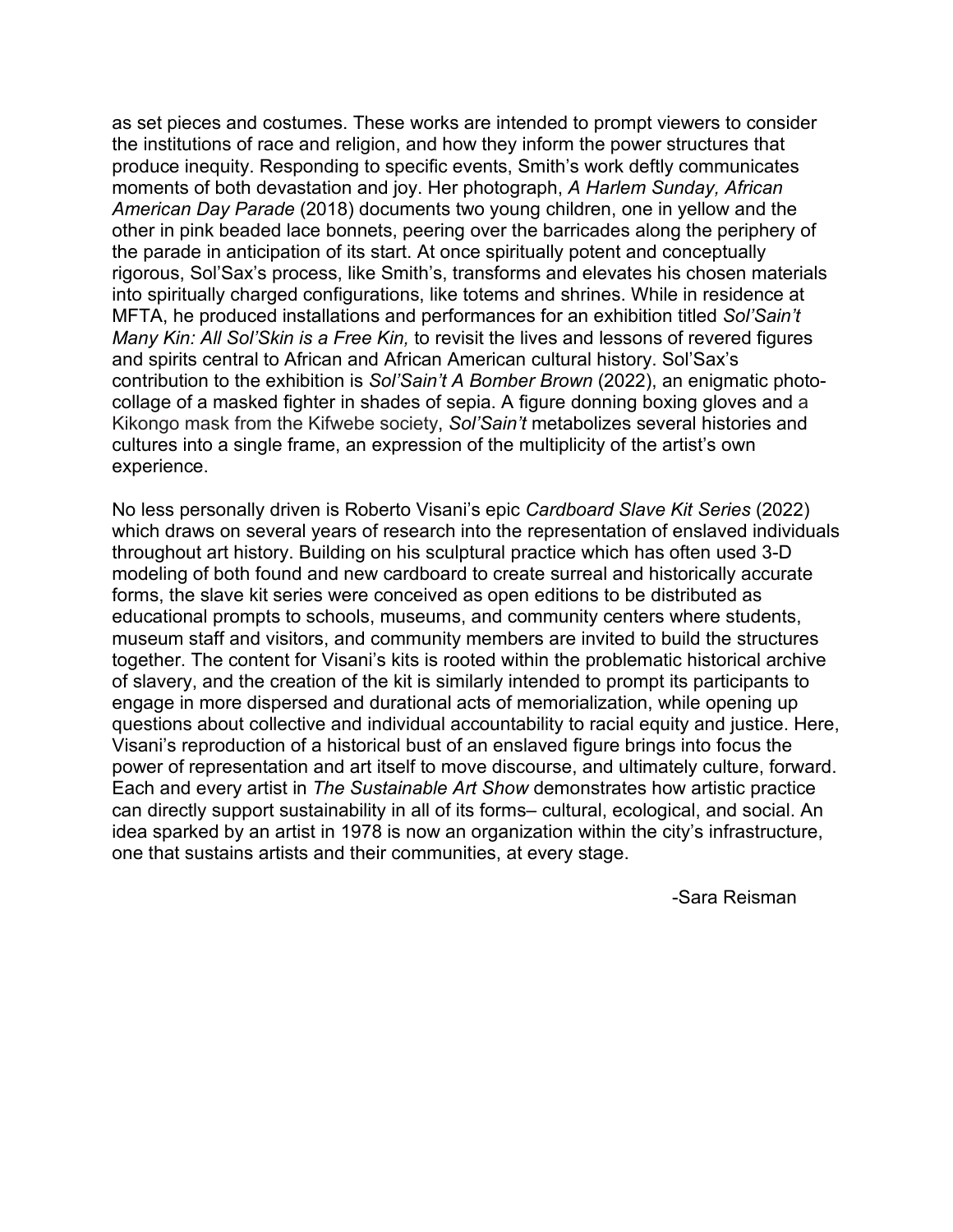as set pieces and costumes. These works are intended to prompt viewers to consider the institutions of race and religion, and how they inform the power structures that produce inequity. Responding to specific events, Smith's work deftly communicates moments of both devastation and joy. Her photograph, *A Harlem Sunday, African American Day Parade* (2018) documents two young children, one in yellow and the other in pink beaded lace bonnets, peering over the barricades along the periphery of the parade in anticipation of its start. At once spiritually potent and conceptually rigorous, Sol'Sax's process, like Smith's, transforms and elevates his chosen materials into spiritually charged configurations, like totems and shrines. While in residence at MFTA, he produced installations and performances for an exhibition titled *Sol'Sain't Many Kin: All Sol'Skin is a Free Kin,* to revisit the lives and lessons of revered figures and spirits central to African and African American cultural history. Sol'Sax's contribution to the exhibition is *Sol'Sain't A Bomber Brown* (2022), an enigmatic photo-collage of a masked fighter in shades of sepia. A figure donning boxing gloves and a Kikongo mask from the Kifwebe society, *Sol'Sain't* metabolizes several histories and cultures into a single frame, an expression of the multiplicity of the artist's own experience.

No less personally driven is Roberto Visani's epic *Cardboard Slave Kit Series* (2022) which draws on several years of research into the representation of enslaved individuals throughout art history. Building on his sculptural practice which has often used 3-D modeling of both found and new cardboard to create surreal and historically accurate forms, the slave kit series were conceived as open editions to be distributed as educational prompts to schools, museums, and community centers where students, museum staff and visitors, and community members are invited to build the structures together. The content for Visani's kits is rooted within the problematic historical archive of slavery, and the creation of the kit is similarly intended to prompt its participants to engage in more dispersed and durational acts of memorialization, while opening up questions about collective and individual accountability to racial equity and justice. Here, Visani's reproduction of a historical bust of an enslaved figure brings into focus the power of representation and art itself to move discourse, and ultimately culture, forward. Each and every artist in *The Sustainable Art Show* demonstrates how artistic practice can directly support sustainability in all of its forms– cultural, ecological, and social. An idea sparked by an artist in 1978 is now an organization within the city's infrastructure, one that sustains artists and their communities, at every stage.

-Sara Reisman